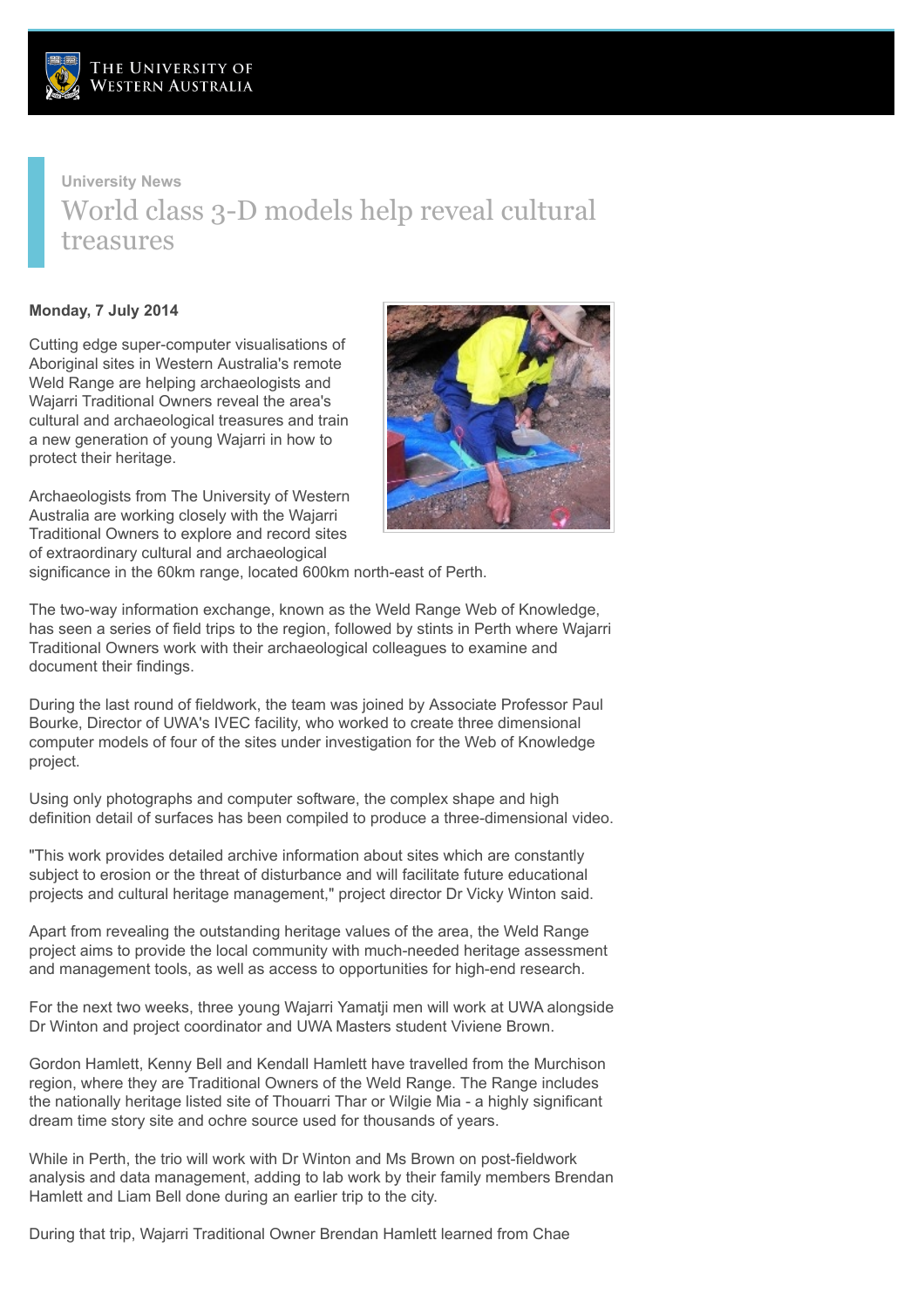The University of Western Australia

University News

# World class 3-D models help reveal cultural treasures

**Monday, 7 July 2014**

Cutting edge super-computer visualisations of Aboriginal sites in Western Australia's remote Weld Range are helping archaeologists and Wajarri Traditional Owners reveal the area's cultural and archaeological treasures and train a new generation of young Wajarri in how to protect their heritage.

Archaeologists from The University of Western Australia are working closely with the Wajarri Traditional Owners to explore and record sites of extraordinary cultural and archaeological significance in the 60km range, located 600km north-east of Perth.

The two-way information exchange, known as the Weld Range Web of Knowledge, has seen a series of field trips to the region, followed by stints in Perth where Wajarri Traditional Owners work with their archaeological colleagues to examine and document their findings.

During the last round of fieldwork, the team was joined by Associate Professor Paul Bourke, Director of UWA's IVEC facility, who worked to create three dimensional computer models of four of the sites under investigation for the Web of Knowledge project.

Using only photographs and computer software, the complex shape and high definition detail of surfaces has been compiled to produce a three-dimensional video.

"This work provides detailed archive information about sites which are constantly subject to erosion or the threat of disturbance and will facilitate future educational projects and cultural heritage management," project director Dr Vicky Winton said.

Apart from revealing the outstanding heritage values of the area, the Weld Range project aims to provide the local community with much-needed heritage assessment and management tools, as well as access to opportunities for high-end research.

For the next two weeks, three young Wajarri Yamatji men will work at UWA alongside Dr Winton and project coordinator and UWA Masters student Viviene Brown.

Gordon Hamlett, Kenny Bell and Kendall Hamlett have travelled from the Murchison region, where they are Traditional Owners of the Weld Range. The Range includes the nationally heritage listed site of Thouarri Thar or Wilgie Mia - a highly significant dream time story site and ochre source used for thousands of years.

While in Perth, the trio will work with Dr Winton and Ms Brown on post-fieldwork analysis and data management, adding to lab work by their family members Brendan Hamlett and Liam Bell done during an earlier trip to the city.

During that trip, Wajarri Traditional Owner Brendan Hamlett learned from Chae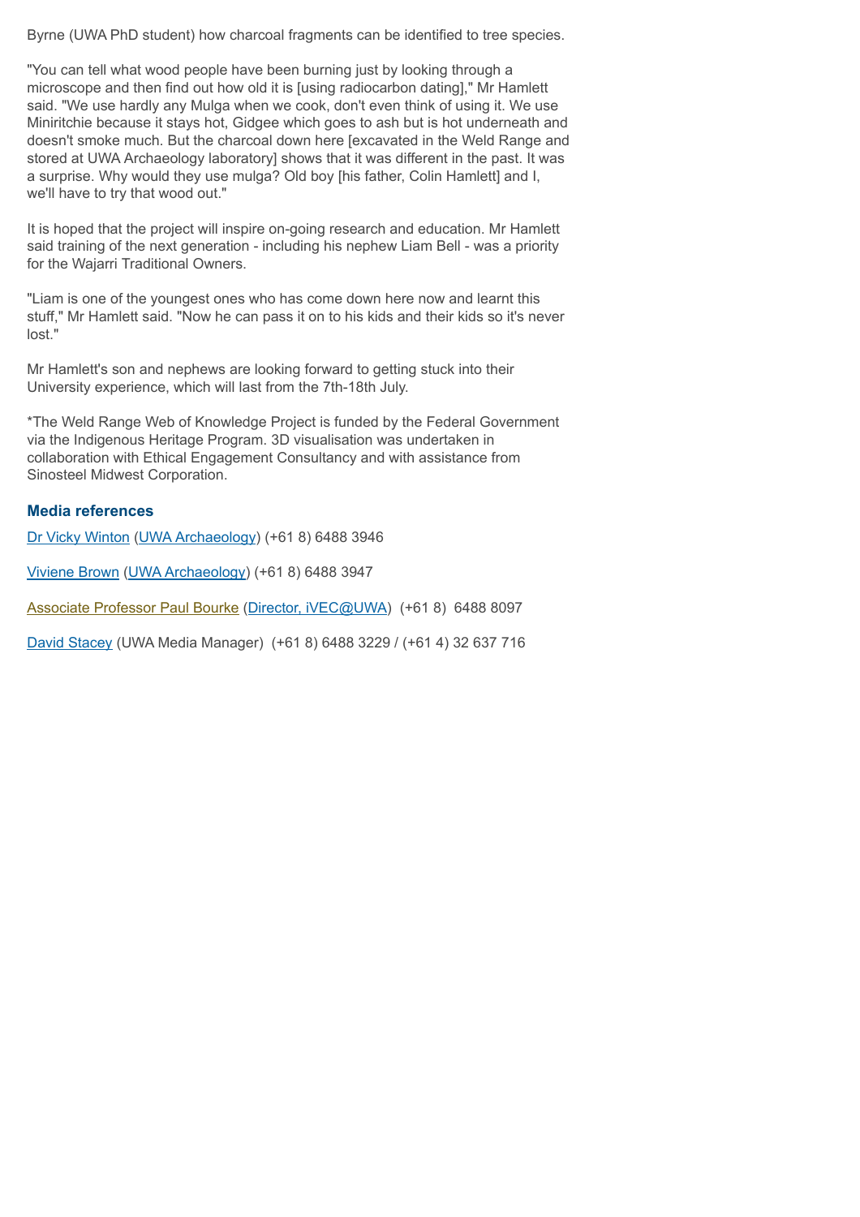Byrne (UWA PhD student) how charcoal fragments can be identified to tree species.

"You can tell what wood people have been burning just by looking through a microscope and then find out how old it is [using radiocarbon dating]," Mr Hamlett said. "We use hardly any Mulga when we cook, don't even think of using it. We use Miniritchie because it stays hot, Gidgee which goes to ash but is hot underneath and doesn't smoke much. But the charcoal down here [excavated in the Weld Range and stored at UWA Archaeology laboratory] shows that it was different in the past. It was a surprise. Why would they use mulga? Old boy [his father, Colin Hamlett] and I, we'll have to try that wood out."

It is hoped that the project will inspire on-going research and education. Mr Hamlett said training of the next generation - including his nephew Liam Bell - was a priority for the Wajarri Traditional Owners.

"Liam is one of the youngest ones who has come down here now and learnt this stuff," Mr Hamlett said. "Now he can pass it on to his kids and their kids so it's never lost."

Mr Hamlett's son and nephews are looking forward to getting stuck into their University experience, which will last from the 7th-18th July.

*The Weld Range Web of Knowledge Project is funded by the Federal Government via the Indigenous Heritage Program. 3D visualisation was undertaken in collaboration with Ethical Engagement Consultancy and with assistance from Sinosteel Midwest Corporation.

### Media references

Dr Vicky Winton (UWA Archaeology) (+61 8) 6488 3946

Viviene Brown (UWA Archaeology) (+61 8) 6488 3947

Associate Professor Paul Bourke (Director, iVEC@UWA) (+61 8) 6488 8097

David Stacey (UWA Media Manager) (+61 8) 6488 3229 / (+61 4) 32 637 716